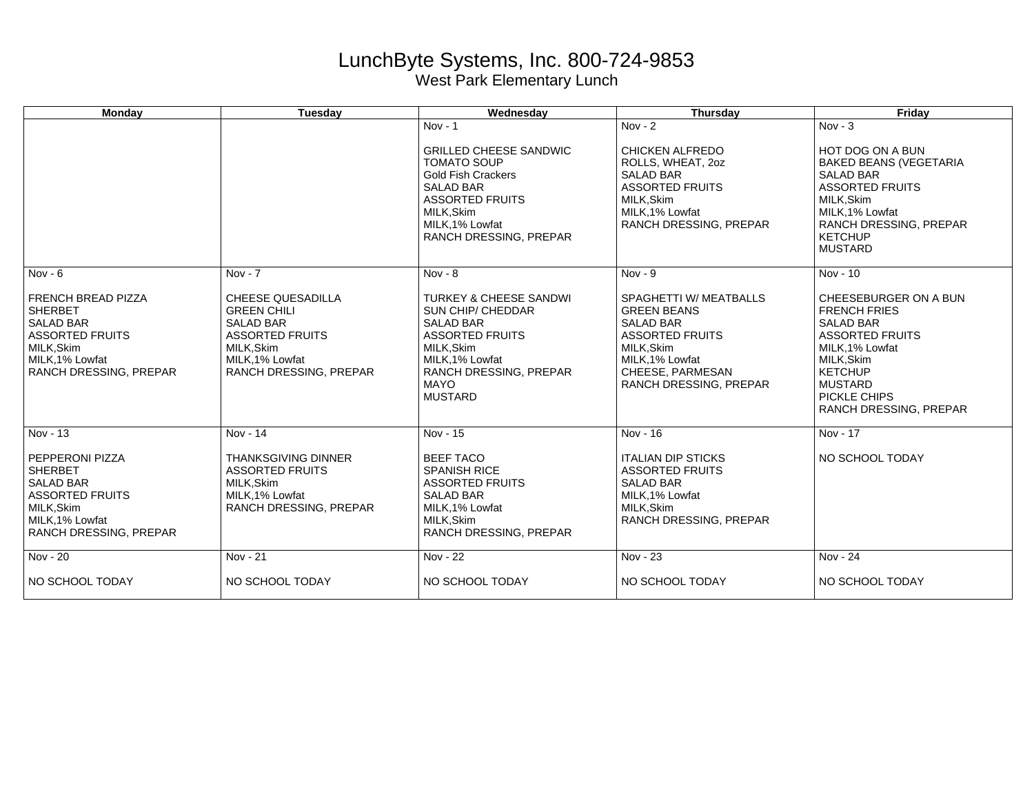# LunchByte Systems, Inc. 800-724-9853

## West Park Elementary Lunch

| Monday | Tuesday | Wednesday | Thursday | Friday |
|---|---|---|---|---|
| | | Nov - 1<br><br>GRILLED CHEESE SANDWIC<br>TOMATO SOUP<br>Gold Fish Crackers<br>SALAD BAR<br>ASSORTED FRUITS<br>MILK,Skim<br>MILK,1% Lowfat<br>RANCH DRESSING, PREPAR | Nov - 2<br><br>CHICKEN ALFREDO<br>ROLLS, WHEAT, 2oz<br>SALAD BAR<br>ASSORTED FRUITS<br>MILK,Skim<br>MILK,1% Lowfat<br>RANCH DRESSING, PREPAR | Nov - 3<br><br>HOT DOG ON A BUN<br>BAKED BEANS (VEGETARIA<br>SALAD BAR<br>ASSORTED FRUITS<br>MILK,Skim<br>MILK,1% Lowfat<br>RANCH DRESSING, PREPAR<br>KETCHUP<br>MUSTARD |
| Nov - 6<br><br>FRENCH BREAD PIZZA<br>SHERBET<br>SALAD BAR<br>ASSORTED FRUITS<br>MILK,Skim<br>MILK,1% Lowfat<br>RANCH DRESSING, PREPAR | Nov - 7<br><br>CHEESE QUESADILLA<br>GREEN CHILI<br>SALAD BAR<br>ASSORTED FRUITS<br>MILK,Skim<br>MILK,1% Lowfat<br>RANCH DRESSING, PREPAR | Nov - 8<br><br>TURKEY & CHEESE SANDWI<br>SUN CHIP/ CHEDDAR<br>SALAD BAR<br>ASSORTED FRUITS<br>MILK,Skim<br>MILK,1% Lowfat<br>RANCH DRESSING, PREPAR<br>MAYO<br>MUSTARD | Nov - 9<br><br>SPAGHETTI W/ MEATBALLS<br>GREEN BEANS<br>SALAD BAR<br>ASSORTED FRUITS<br>MILK,Skim<br>MILK,1% Lowfat<br>CHEESE, PARMESAN<br>RANCH DRESSING, PREPAR | Nov - 10<br><br>CHEESEBURGER ON A BUN<br>FRENCH FRIES<br>SALAD BAR<br>ASSORTED FRUITS<br>MILK,1% Lowfat<br>MILK,Skim<br>KETCHUP<br>MUSTARD<br>PICKLE CHIPS<br>RANCH DRESSING, PREPAR |
| Nov - 13<br><br>PEPPERONI PIZZA<br>SHERBET<br>SALAD BAR<br>ASSORTED FRUITS<br>MILK,Skim<br>MILK,1% Lowfat<br>RANCH DRESSING, PREPAR | Nov - 14<br><br>THANKSGIVING DINNER<br>ASSORTED FRUITS<br>MILK,Skim<br>MILK,1% Lowfat<br>RANCH DRESSING, PREPAR | Nov - 15<br><br>BEEF TACO<br>SPANISH RICE<br>ASSORTED FRUITS<br>SALAD BAR<br>MILK,1% Lowfat<br>MILK,Skim<br>RANCH DRESSING, PREPAR | Nov - 16<br><br>ITALIAN DIP STICKS<br>ASSORTED FRUITS<br>SALAD BAR<br>MILK,1% Lowfat<br>MILK,Skim<br>RANCH DRESSING, PREPAR | Nov - 17<br><br>NO SCHOOL TODAY |
| Nov - 20<br><br>NO SCHOOL TODAY | Nov - 21<br><br>NO SCHOOL TODAY | Nov - 22<br><br>NO SCHOOL TODAY | Nov - 23<br><br>NO SCHOOL TODAY | Nov - 24<br><br>NO SCHOOL TODAY |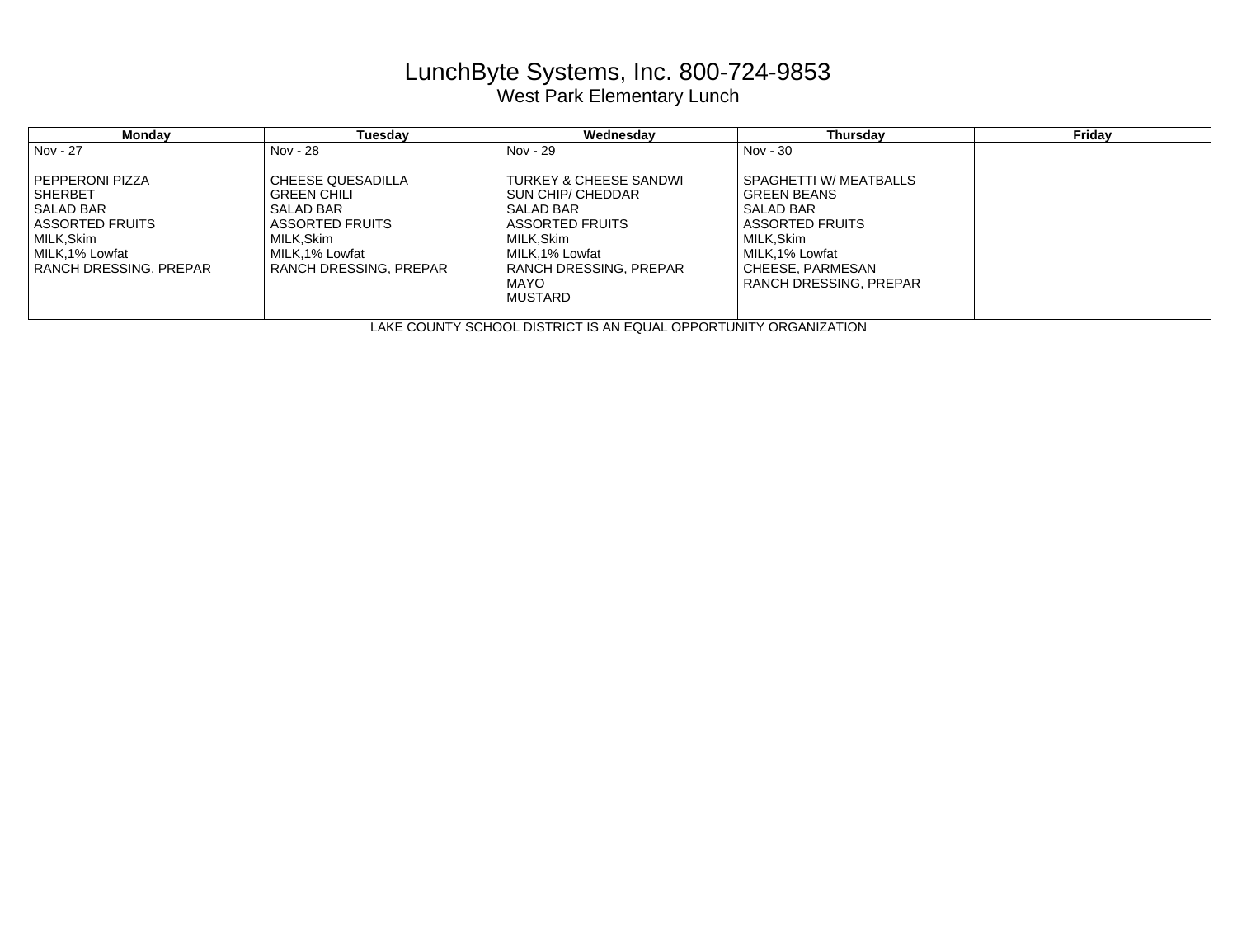# LunchByte Systems, Inc. 800-724-9853

## West Park Elementary Lunch

| Monday | Tuesday | Wednesday | Thursday | Friday |
|---|---|---|---|---|
| Nov - 27<br><br>PEPPERONI PIZZA<br>SHERBET<br>SALAD BAR<br>ASSORTED FRUITS<br>MILK,Skim<br>MILK,1% Lowfat<br>RANCH DRESSING, PREPAR | Nov - 28<br><br>CHEESE QUESADILLA<br>GREEN CHILI<br>SALAD BAR<br>ASSORTED FRUITS<br>MILK,Skim<br>MILK,1% Lowfat<br>RANCH DRESSING, PREPAR | Nov - 29<br><br>TURKEY & CHEESE SANDWI<br>SUN CHIP/ CHEDDAR<br>SALAD BAR<br>ASSORTED FRUITS<br>MILK,Skim<br>MILK,1% Lowfat<br>RANCH DRESSING, PREPAR<br>MAYO<br>MUSTARD | Nov - 30<br><br>SPAGHETTI W/ MEATBALLS<br>GREEN BEANS<br>SALAD BAR<br>ASSORTED FRUITS<br>MILK,Skim<br>MILK,1% Lowfat<br>CHEESE, PARMESAN<br>RANCH DRESSING, PREPAR | |

LAKE COUNTY SCHOOL DISTRICT IS AN EQUAL OPPORTUNITY ORGANIZATION